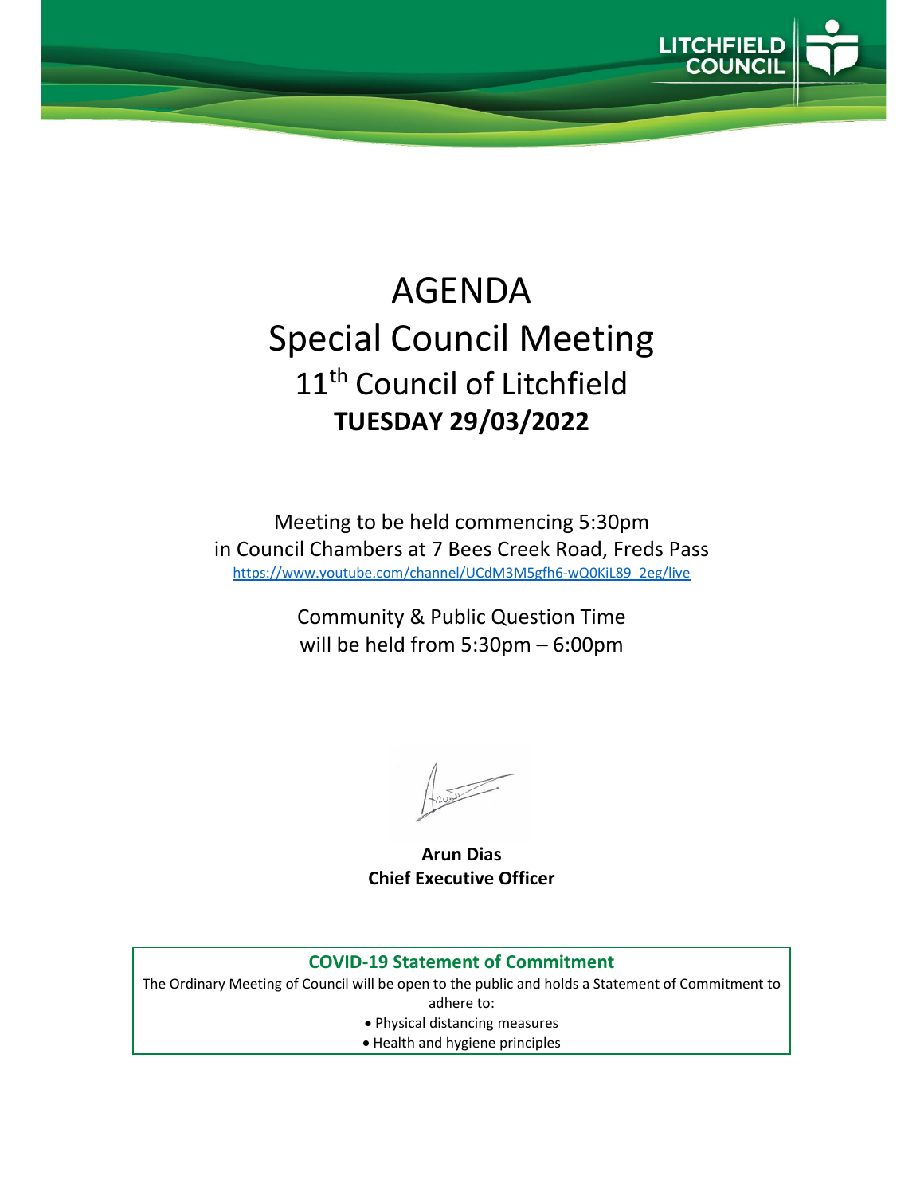LITCHFIELD COUNCIL

# AGENDA
# Special Council Meeting
## 11th Council of Litchfield
## **TUESDAY 29/03/2022**

Meeting to be held commencing 5:30pm
in Council Chambers at 7 Bees Creek Road, Freds Pass
https://www.youtube.com/channel/UCdM3M5gfh6-wQ0KiL89_2eg/live

Community & Public Question Time
will be held from 5:30pm – 6:00pm

**Arun Dias**
**Chief Executive Officer**

**COVID-19 Statement of Commitment**

The Ordinary Meeting of Council will be open to the public and holds a Statement of Commitment to adhere to:

- Physical distancing measures
- Health and hygiene principles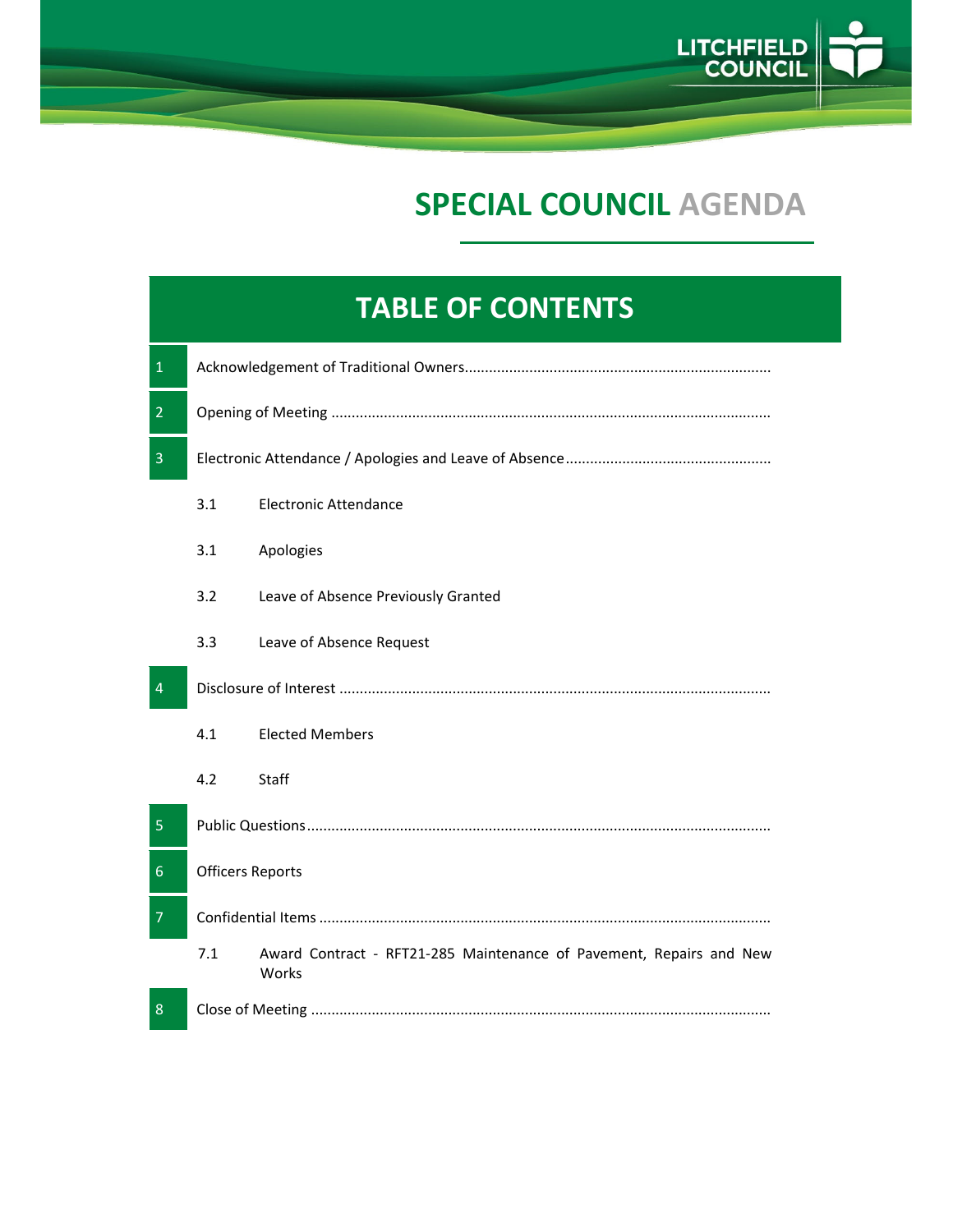# SPECIAL COUNCIL AGENDA

## TABLE OF CONTENTS

1 Acknowledgement of Traditional Owners

2 Opening of Meeting

3 Electronic Attendance / Apologies and Leave of Absence

- 3.1 Electronic Attendance
- 3.1 Apologies
- 3.2 Leave of Absence Previously Granted
- 3.3 Leave of Absence Request

4 Disclosure of Interest

- 4.1 Elected Members
- 4.2 Staff

5 Public Questions

6 Officers Reports

7 Confidential Items

- 7.1 Award Contract - RFT21-285 Maintenance of Pavement, Repairs and New Works

8 Close of Meeting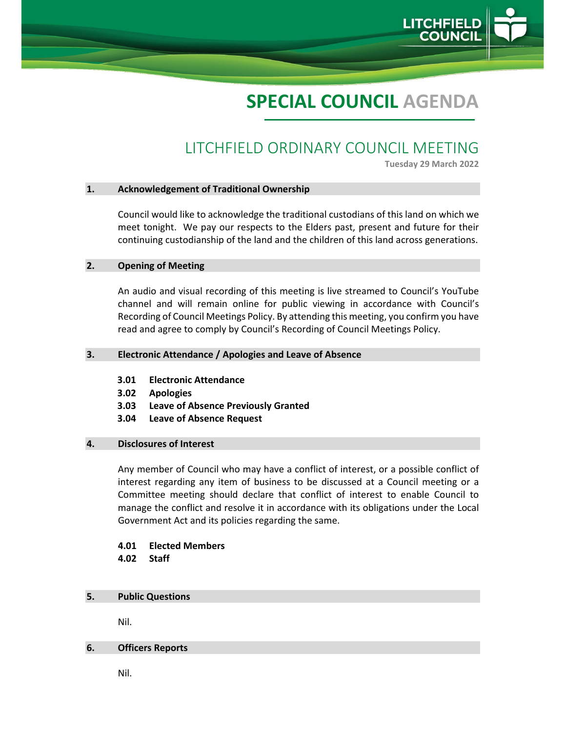# SPECIAL COUNCIL AGENDA

## LITCHFIELD ORDINARY COUNCIL MEETING

**Tuesday 29 March 2022**

### 1. Acknowledgement of Traditional Ownership

Council would like to acknowledge the traditional custodians of this land on which we meet tonight. We pay our respects to the Elders past, present and future for their continuing custodianship of the land and the children of this land across generations.

### 2. Opening of Meeting

An audio and visual recording of this meeting is live streamed to Council's YouTube channel and will remain online for public viewing in accordance with Council's Recording of Council Meetings Policy. By attending this meeting, you confirm you have read and agree to comply by Council's Recording of Council Meetings Policy.

### 3. Electronic Attendance / Apologies and Leave of Absence

**3.01 Electronic Attendance**

**3.02 Apologies**

**3.03 Leave of Absence Previously Granted**

**3.04 Leave of Absence Request**

### 4. Disclosures of Interest

Any member of Council who may have a conflict of interest, or a possible conflict of interest regarding any item of business to be discussed at a Council meeting or a Committee meeting should declare that conflict of interest to enable Council to manage the conflict and resolve it in accordance with its obligations under the Local Government Act and its policies regarding the same.

**4.01 Elected Members**

**4.02 Staff**

### 5. Public Questions

Nil.

### 6. Officers Reports

Nil.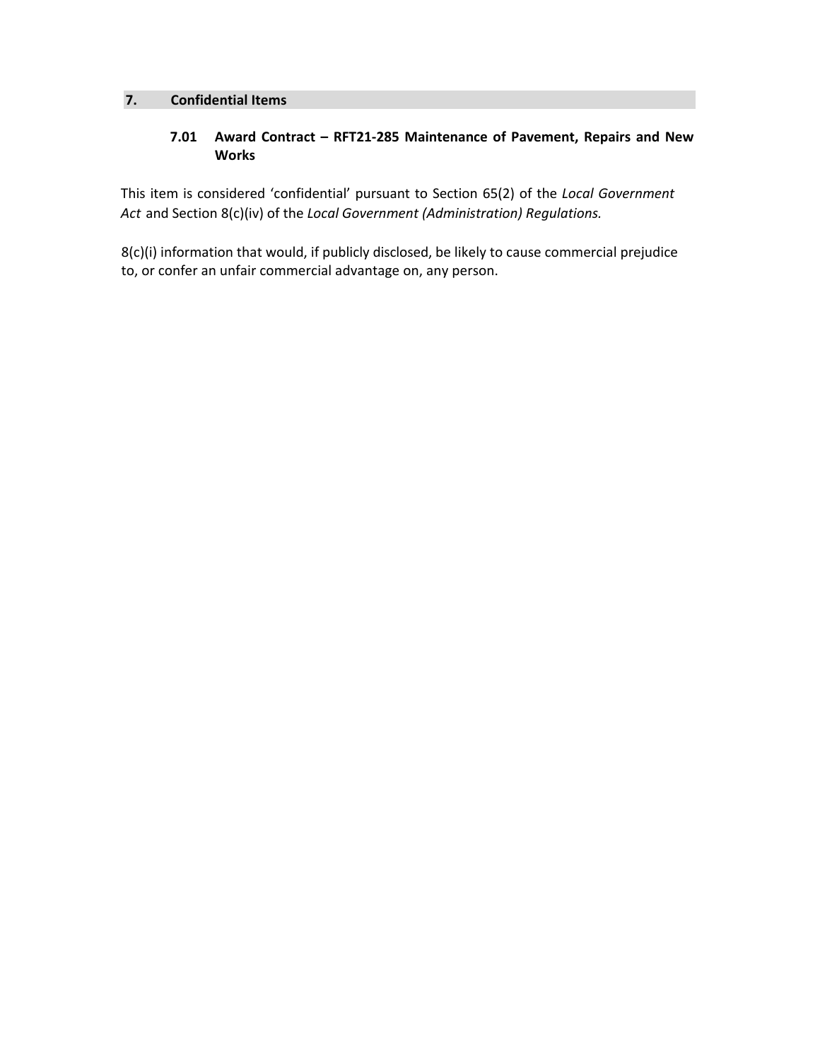## 7. Confidential Items

### 7.01 Award Contract – RFT21-285 Maintenance of Pavement, Repairs and New Works

This item is considered 'confidential' pursuant to Section 65(2) of the *Local Government Act* and Section 8(c)(iv) of the *Local Government (Administration) Regulations.*

8(c)(i) information that would, if publicly disclosed, be likely to cause commercial prejudice to, or confer an unfair commercial advantage on, any person.